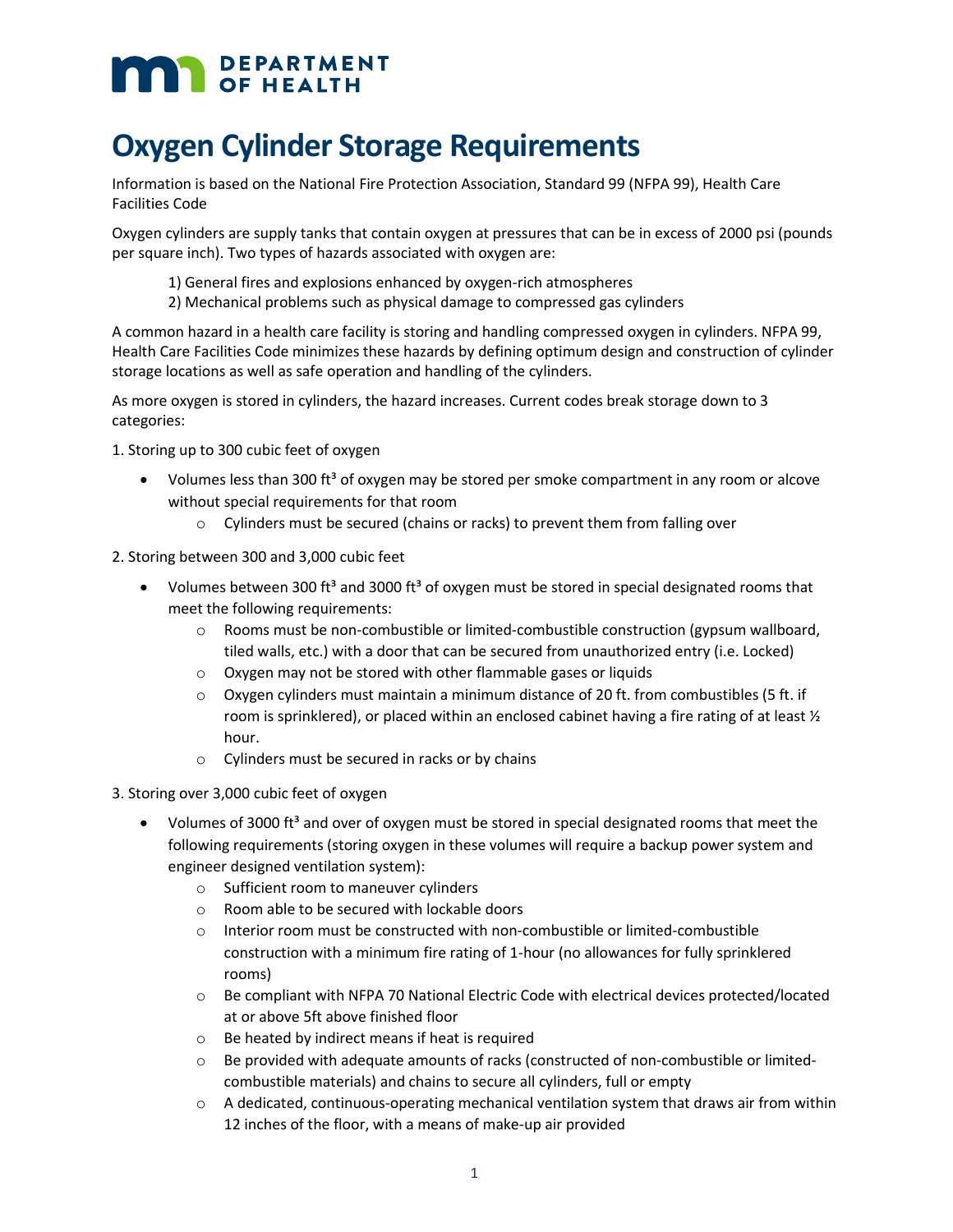DEPARTMENT OF HEALTH

# Oxygen Cylinder Storage Requirements

Information is based on the National Fire Protection Association, Standard 99 (NFPA 99), Health Care Facilities Code

Oxygen cylinders are supply tanks that contain oxygen at pressures that can be in excess of 2000 psi (pounds per square inch). Two types of hazards associated with oxygen are:

1) General fires and explosions enhanced by oxygen-rich atmospheres
2) Mechanical problems such as physical damage to compressed gas cylinders

A common hazard in a health care facility is storing and handling compressed oxygen in cylinders. NFPA 99, Health Care Facilities Code minimizes these hazards by defining optimum design and construction of cylinder storage locations as well as safe operation and handling of the cylinders.

As more oxygen is stored in cylinders, the hazard increases. Current codes break storage down to 3 categories:

1. Storing up to 300 cubic feet of oxygen

- Volumes less than 300 ft³ of oxygen may be stored per smoke compartment in any room or alcove without special requirements for that room
  - Cylinders must be secured (chains or racks) to prevent them from falling over

2. Storing between 300 and 3,000 cubic feet

- Volumes between 300 ft³ and 3000 ft³ of oxygen must be stored in special designated rooms that meet the following requirements:
  - Rooms must be non-combustible or limited-combustible construction (gypsum wallboard, tiled walls, etc.) with a door that can be secured from unauthorized entry (i.e. Locked)
  - Oxygen may not be stored with other flammable gases or liquids
  - Oxygen cylinders must maintain a minimum distance of 20 ft. from combustibles (5 ft. if room is sprinklered), or placed within an enclosed cabinet having a fire rating of at least ½ hour.
  - Cylinders must be secured in racks or by chains

3. Storing over 3,000 cubic feet of oxygen

- Volumes of 3000 ft³ and over of oxygen must be stored in special designated rooms that meet the following requirements (storing oxygen in these volumes will require a backup power system and engineer designed ventilation system):
  - Sufficient room to maneuver cylinders
  - Room able to be secured with lockable doors
  - Interior room must be constructed with non-combustible or limited-combustible construction with a minimum fire rating of 1-hour (no allowances for fully sprinklered rooms)
  - Be compliant with NFPA 70 National Electric Code with electrical devices protected/located at or above 5ft above finished floor
  - Be heated by indirect means if heat is required
  - Be provided with adequate amounts of racks (constructed of non-combustible or limited-combustible materials) and chains to secure all cylinders, full or empty
  - A dedicated, continuous-operating mechanical ventilation system that draws air from within 12 inches of the floor, with a means of make-up air provided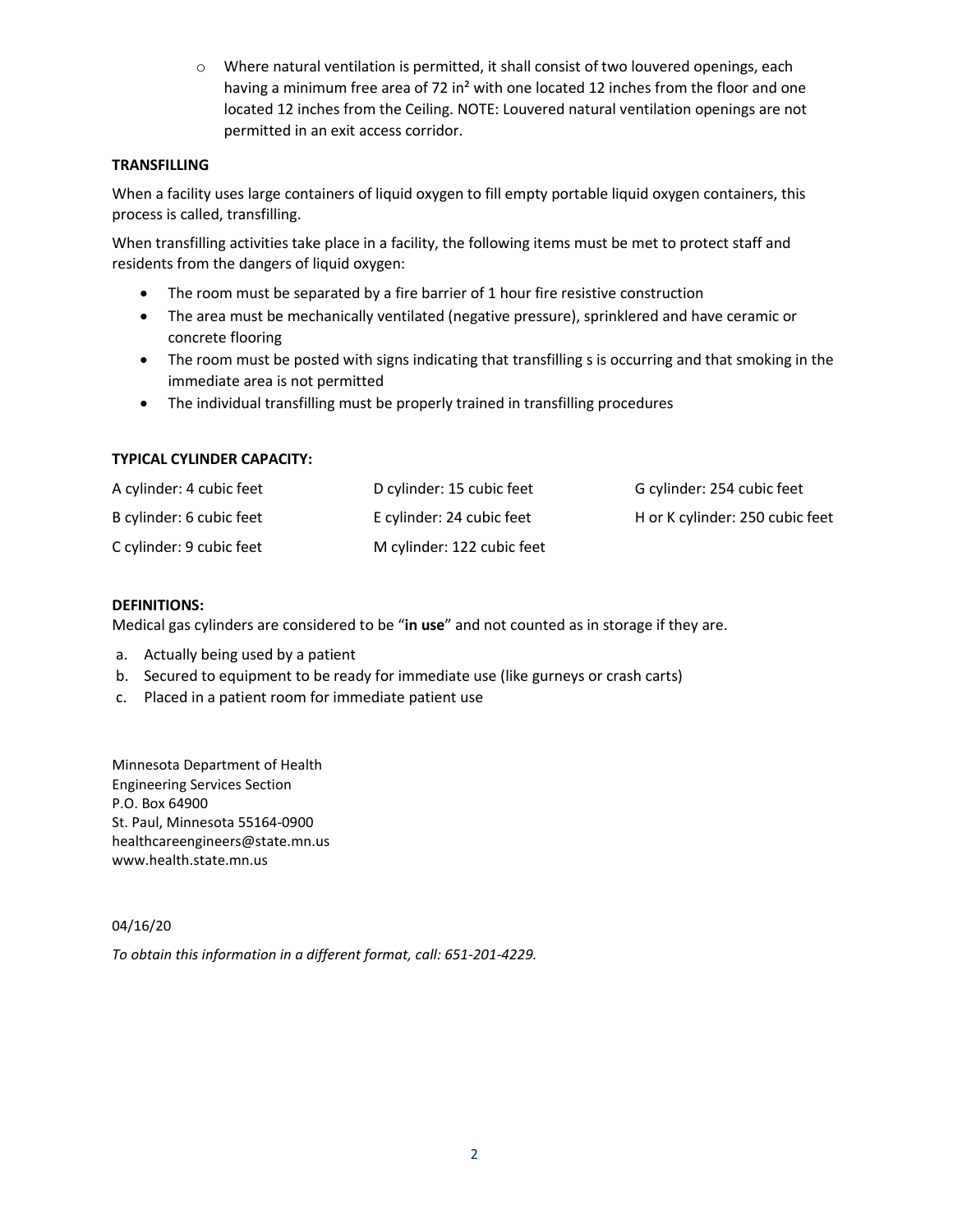- Where natural ventilation is permitted, it shall consist of two louvered openings, each having a minimum free area of 72 in² with one located 12 inches from the floor and one located 12 inches from the Ceiling. NOTE: Louvered natural ventilation openings are not permitted in an exit access corridor.

**TRANSFILLING**

When a facility uses large containers of liquid oxygen to fill empty portable liquid oxygen containers, this process is called, transfilling.

When transfilling activities take place in a facility, the following items must be met to protect staff and residents from the dangers of liquid oxygen:

- The room must be separated by a fire barrier of 1 hour fire resistive construction
- The area must be mechanically ventilated (negative pressure), sprinklered and have ceramic or concrete flooring
- The room must be posted with signs indicating that transfilling s is occurring and that smoking in the immediate area is not permitted
- The individual transfilling must be properly trained in transfilling procedures

**TYPICAL CYLINDER CAPACITY:**

| | | |
|---|---|---|
| A cylinder: 4 cubic feet | D cylinder: 15 cubic feet | G cylinder: 254 cubic feet |
| B cylinder: 6 cubic feet | E cylinder: 24 cubic feet | H or K cylinder: 250 cubic feet |
| C cylinder: 9 cubic feet | M cylinder: 122 cubic feet | |

**DEFINITIONS:**

Medical gas cylinders are considered to be "**in use**" and not counted as in storage if they are.

a. Actually being used by a patient
b. Secured to equipment to be ready for immediate use (like gurneys or crash carts)
c. Placed in a patient room for immediate patient use

Minnesota Department of Health
Engineering Services Section
P.O. Box 64900
St. Paul, Minnesota 55164-0900
healthcareengineers@state.mn.us
www.health.state.mn.us

04/16/20

*To obtain this information in a different format, call: 651-201-4229.*